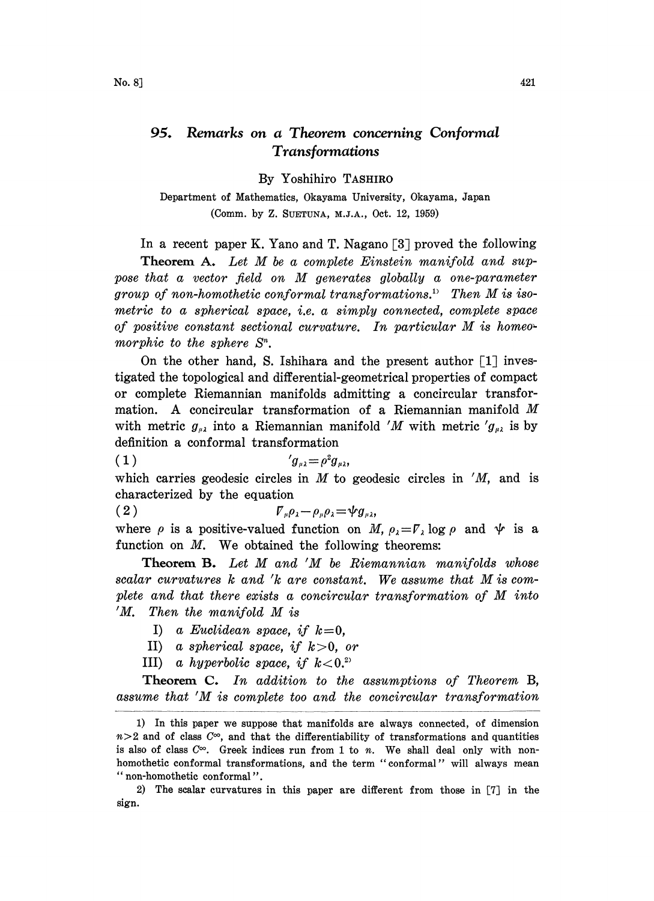# 95. Remarks on a Theorem concerning Conformal Transformations

By Yoshihiro TASHIRO

Department of Mathematics, Okayama University, Okayama, Japan

(Comm. by Z. SUETUNA, M.J.A., Oct. 12, 1959)

In a recent paper K. Yano and T. Nagano [3] proved the following

**Theorem A.** *Let $M$ be a complete Einstein manifold and suppose that a vector field on $M$ generates globally a one-parameter group of non-homothetic conformal transformations.*[1] *Then $M$ is isometric to a spherical space, i.e. a simply connected, complete space of positive constant sectional curvature. In particular $M$ is homeomorphic to the sphere $S^n$.*

On the other hand, S. Ishihara and the present author [1] investigated the topological and differential-geometrical properties of compact or complete Riemannian manifolds admitting a concircular transformation. A concircular transformation of a Riemannian manifold $M$ with metric $g_{\mu\lambda}$ into a Riemannian manifold $'M$ with metric $'g_{\mu\lambda}$ is by definition a conformal transformation

$$'g_{\mu\lambda}=\rho^2 g_{\mu\lambda}, \tag{1}$$

which carries geodesic circles in $M$ to geodesic circles in $'M$, and is characterized by the equation

$$\nabla_\mu \rho_\lambda - \rho_\mu \rho_\lambda = \psi g_{\mu\lambda}, \tag{2}$$

where $\rho$ is a positive-valued function on $M$, $\rho_\lambda = \nabla_\lambda \log \rho$ and $\psi$ is a function on $M$. We obtained the following theorems:

**Theorem B.** *Let $M$ and $'M$ be Riemannian manifolds whose scalar curvatures $k$ and $'k$ are constant. We assume that $M$ is complete and that there exists a concircular transformation of $M$ into $'M$. Then the manifold $M$ is*

I) *a Euclidean space, if $k=0$,*

II) *a spherical space, if $k>0$, or*

III) *a hyperbolic space, if $k<0$.*[2]

**Theorem C.** *In addition to the assumptions of Theorem B, assume that $'M$ is complete too and the concircular transformation*

---

1) In this paper we suppose that manifolds are always connected, of dimension $n>2$ and of class $C^\infty$, and that the differentiability of transformations and quantities is also of class $C^\infty$. Greek indices run from 1 to $n$. We shall deal only with non-homothetic conformal transformations, and the term "conformal" will always mean "non-homothetic conformal".

2) The scalar curvatures in this paper are different from those in [7] in the sign.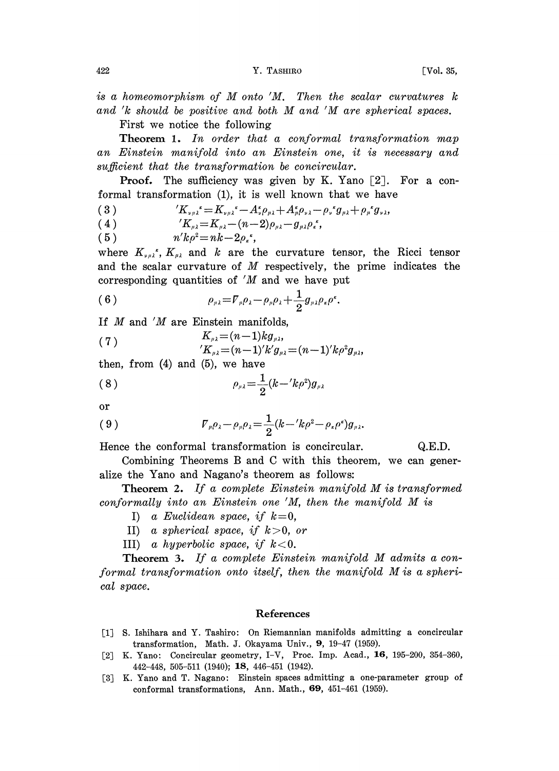*is a homeomorphism of $M$ onto $'M$. Then the scalar curvatures $k$ and $'k$ should be positive and both $M$ and $'M$ are spherical spaces.*

First we notice the following

**Theorem 1.** *In order that a conformal transformation map an Einstein manifold into an Einstein one, it is necessary and sufficient that the transformation be concircular.*

**Proof.** The sufficiency was given by K. Yano [2]. For a conformal transformation (1), it is well known that we have

$$'K_{\nu\mu\lambda}{}^{\kappa} = K_{\nu\mu\lambda}{}^{\kappa} - A_{\nu}^{\kappa}\rho_{\mu\lambda} + A_{\mu}^{\kappa}\rho_{\nu\lambda} - \rho_{\nu}{}^{\kappa}g_{\mu\lambda} + \rho_{\mu}{}^{\kappa}g_{\nu\lambda}, \tag{3}$$

$$'K_{\mu\lambda} = K_{\mu\lambda} - (n-2)\rho_{\mu\lambda} - g_{\mu\lambda}\rho_{\kappa}{}^{\kappa}, \tag{4}$$

$$n'k\rho^2 = nk - 2\rho_{\kappa}{}^{\kappa}, \tag{5}$$

where $K_{\nu\mu\lambda}{}^{\kappa}$, $K_{\mu\lambda}$ and $k$ are the curvature tensor, the Ricci tensor and the scalar curvature of $M$ respectively, the prime indicates the corresponding quantities of $'M$ and we have put

$$\rho_{\mu\lambda} = \nabla_{\mu}\rho_{\lambda} - \rho_{\mu}\rho_{\lambda} + \frac{1}{2}g_{\mu\lambda}\rho_{\kappa}\rho^{\kappa}. \tag{6}$$

If $M$ and $'M$ are Einstein manifolds,

$$\begin{aligned} K_{\mu\lambda} &= (n-1)kg_{\mu\lambda}, \\ 'K_{\mu\lambda} &= (n-1)'k'g_{\mu\lambda} = (n-1)'k\rho^2 g_{\mu\lambda}, \end{aligned} \tag{7}$$

then, from (4) and (5), we have

$$\rho_{\mu\lambda} = \frac{1}{2}(k - 'k\rho^2)g_{\mu\lambda} \tag{8}$$

or

$$\nabla_{\mu}\rho_{\lambda} - \rho_{\mu}\rho_{\lambda} = \frac{1}{2}(k - 'k\rho^2 - \rho_{\kappa}\rho^{\kappa})g_{\mu\lambda}. \tag{9}$$

Hence the conformal transformation is concircular. Q.E.D.

Combining Theorems B and C with this theorem, we can generalize the Yano and Nagano's theorem as follows:

**Theorem 2.** *If a complete Einstein manifold $M$ is transformed conformally into an Einstein one $'M$, then the manifold $M$ is*

I) *a Euclidean space, if $k=0$,*

II) *a spherical space, if $k>0$, or*

III) *a hyperbolic space, if $k<0$.*

**Theorem 3.** *If a complete Einstein manifold $M$ admits a conformal transformation onto itself, then the manifold $M$ is a spherical space.*

## References

[1] S. Ishihara and Y. Tashiro: On Riemannian manifolds admitting a concircular transformation, Math. J. Okayama Univ., **9**, 19–47 (1959).

[2] K. Yano: Concircular geometry, I–V, Proc. Imp. Acad., **16**, 195–200, 354–360, 442–448, 505–511 (1940); **18**, 446–451 (1942).

[3] K. Yano and T. Nagano: Einstein spaces admitting a one-parameter group of conformal transformations, Ann. Math., **69**, 451–461 (1959).